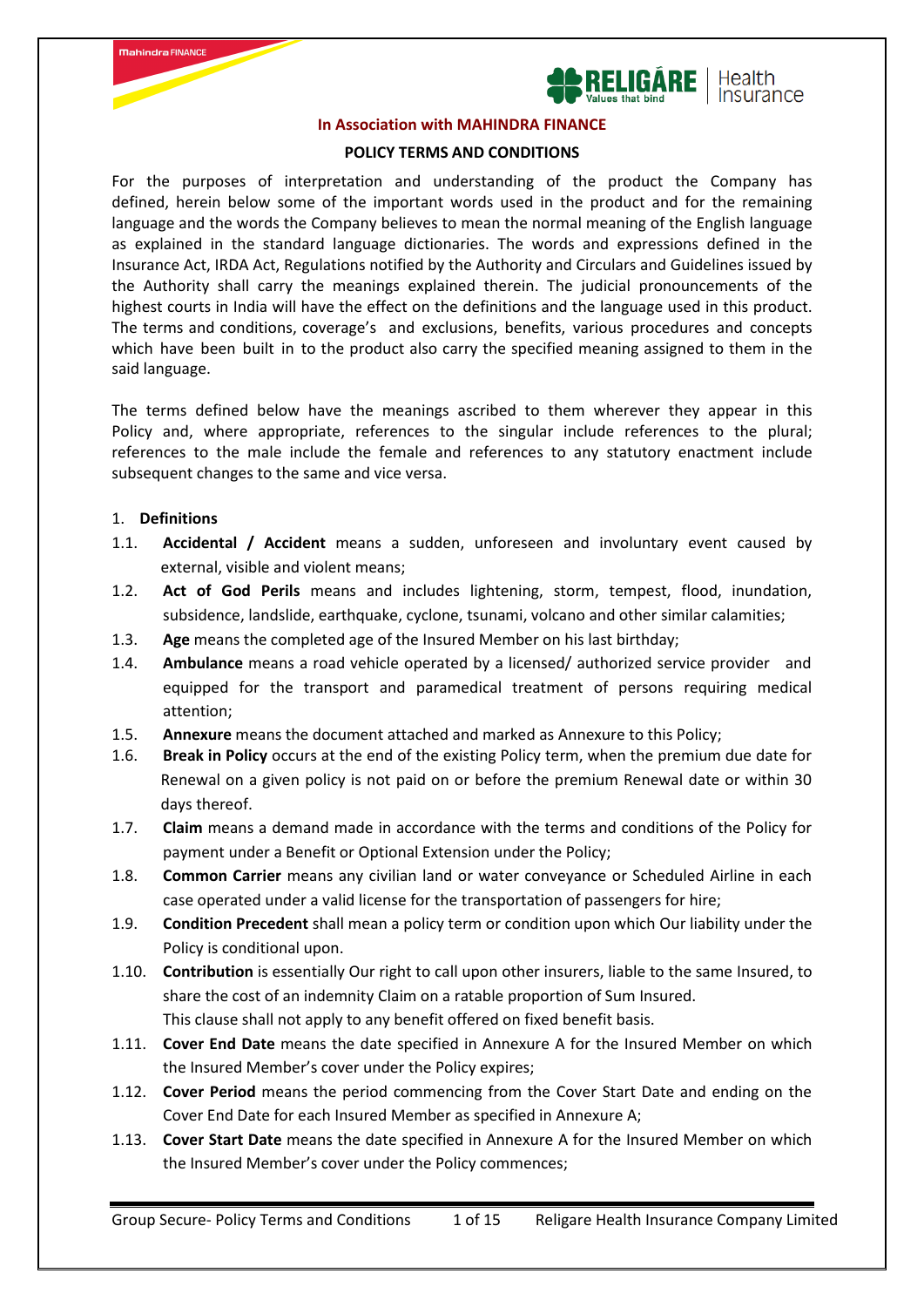**In Association with MAHINDRA FINANCE**

**POLICY TERMS AND CONDITIONS**

For the purposes of interpretation and understanding of the product the Company has defined, herein below some of the important words used in the product and for the remaining language and the words the Company believes to mean the normal meaning of the English language as explained in the standard language dictionaries. The words and expressions defined in the Insurance Act, IRDA Act, Regulations notified by the Authority and Circulars and Guidelines issued by the Authority shall carry the meanings explained therein. The judicial pronouncements of the highest courts in India will have the effect on the definitions and the language used in this product. The terms and conditions, coverage's and exclusions, benefits, various procedures and concepts which have been built in to the product also carry the specified meaning assigned to them in the said language.

The terms defined below have the meanings ascribed to them wherever they appear in this Policy and, where appropriate, references to the singular include references to the plural; references to the male include the female and references to any statutory enactment include subsequent changes to the same and vice versa.

1. **Definitions**

1.1. **Accidental / Accident** means a sudden, unforeseen and involuntary event caused by external, visible and violent means;

1.2. **Act of God Perils** means and includes lightening, storm, tempest, flood, inundation, subsidence, landslide, earthquake, cyclone, tsunami, volcano and other similar calamities;

1.3. **Age** means the completed age of the Insured Member on his last birthday;

1.4. **Ambulance** means a road vehicle operated by a licensed/ authorized service provider and equipped for the transport and paramedical treatment of persons requiring medical attention;

1.5. **Annexure** means the document attached and marked as Annexure to this Policy;

1.6. **Break in Policy** occurs at the end of the existing Policy term, when the premium due date for Renewal on a given policy is not paid on or before the premium Renewal date or within 30 days thereof.

1.7. **Claim** means a demand made in accordance with the terms and conditions of the Policy for payment under a Benefit or Optional Extension under the Policy;

1.8. **Common Carrier** means any civilian land or water conveyance or Scheduled Airline in each case operated under a valid license for the transportation of passengers for hire;

1.9. **Condition Precedent** shall mean a policy term or condition upon which Our liability under the Policy is conditional upon.

1.10. **Contribution** is essentially Our right to call upon other insurers, liable to the same Insured, to share the cost of an indemnity Claim on a ratable proportion of Sum Insured.
This clause shall not apply to any benefit offered on fixed benefit basis.

1.11. **Cover End Date** means the date specified in Annexure A for the Insured Member on which the Insured Member's cover under the Policy expires;

1.12. **Cover Period** means the period commencing from the Cover Start Date and ending on the Cover End Date for each Insured Member as specified in Annexure A;

1.13. **Cover Start Date** means the date specified in Annexure A for the Insured Member on which the Insured Member's cover under the Policy commences;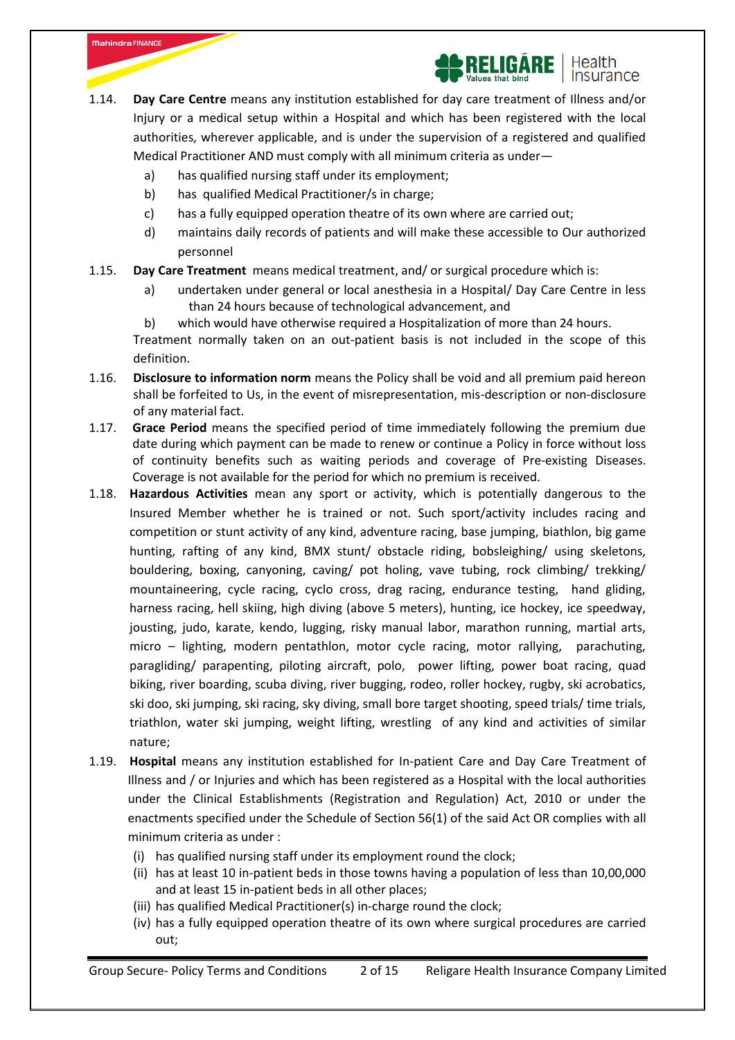1.14. **Day Care Centre** means any institution established for day care treatment of Illness and/or Injury or a medical setup within a Hospital and which has been registered with the local authorities, wherever applicable, and is under the supervision of a registered and qualified Medical Practitioner AND must comply with all minimum criteria as under—

   a) has qualified nursing staff under its employment;
   b) has qualified Medical Practitioner/s in charge;
   c) has a fully equipped operation theatre of its own where are carried out;
   d) maintains daily records of patients and will make these accessible to Our authorized personnel

1.15. **Day Care Treatment** means medical treatment, and/ or surgical procedure which is:

   a) undertaken under general or local anesthesia in a Hospital/ Day Care Centre in less than 24 hours because of technological advancement, and
   b) which would have otherwise required a Hospitalization of more than 24 hours.

   Treatment normally taken on an out-patient basis is not included in the scope of this definition.

1.16. **Disclosure to information norm** means the Policy shall be void and all premium paid hereon shall be forfeited to Us, in the event of misrepresentation, mis-description or non-disclosure of any material fact.

1.17. **Grace Period** means the specified period of time immediately following the premium due date during which payment can be made to renew or continue a Policy in force without loss of continuity benefits such as waiting periods and coverage of Pre-existing Diseases. Coverage is not available for the period for which no premium is received.

1.18. **Hazardous Activities** mean any sport or activity, which is potentially dangerous to the Insured Member whether he is trained or not. Such sport/activity includes racing and competition or stunt activity of any kind, adventure racing, base jumping, biathlon, big game hunting, rafting of any kind, BMX stunt/ obstacle riding, bobsleighing/ using skeletons, bouldering, boxing, canyoning, caving/ pot holing, vave tubing, rock climbing/ trekking/ mountaineering, cycle racing, cyclo cross, drag racing, endurance testing, hand gliding, harness racing, hell skiing, high diving (above 5 meters), hunting, ice hockey, ice speedway, jousting, judo, karate, kendo, lugging, risky manual labor, marathon running, martial arts, micro – lighting, modern pentathlon, motor cycle racing, motor rallying, parachuting, paragliding/ parapenting, piloting aircraft, polo, power lifting, power boat racing, quad biking, river boarding, scuba diving, river bugging, rodeo, roller hockey, rugby, ski acrobatics, ski doo, ski jumping, ski racing, sky diving, small bore target shooting, speed trials/ time trials, triathlon, water ski jumping, weight lifting, wrestling of any kind and activities of similar nature;

1.19. **Hospital** means any institution established for In-patient Care and Day Care Treatment of Illness and / or Injuries and which has been registered as a Hospital with the local authorities under the Clinical Establishments (Registration and Regulation) Act, 2010 or under the enactments specified under the Schedule of Section 56(1) of the said Act OR complies with all minimum criteria as under :

   (i) has qualified nursing staff under its employment round the clock;
   (ii) has at least 10 in-patient beds in those towns having a population of less than 10,00,000 and at least 15 in-patient beds in all other places;
   (iii) has qualified Medical Practitioner(s) in-charge round the clock;
   (iv) has a fully equipped operation theatre of its own where surgical procedures are carried out;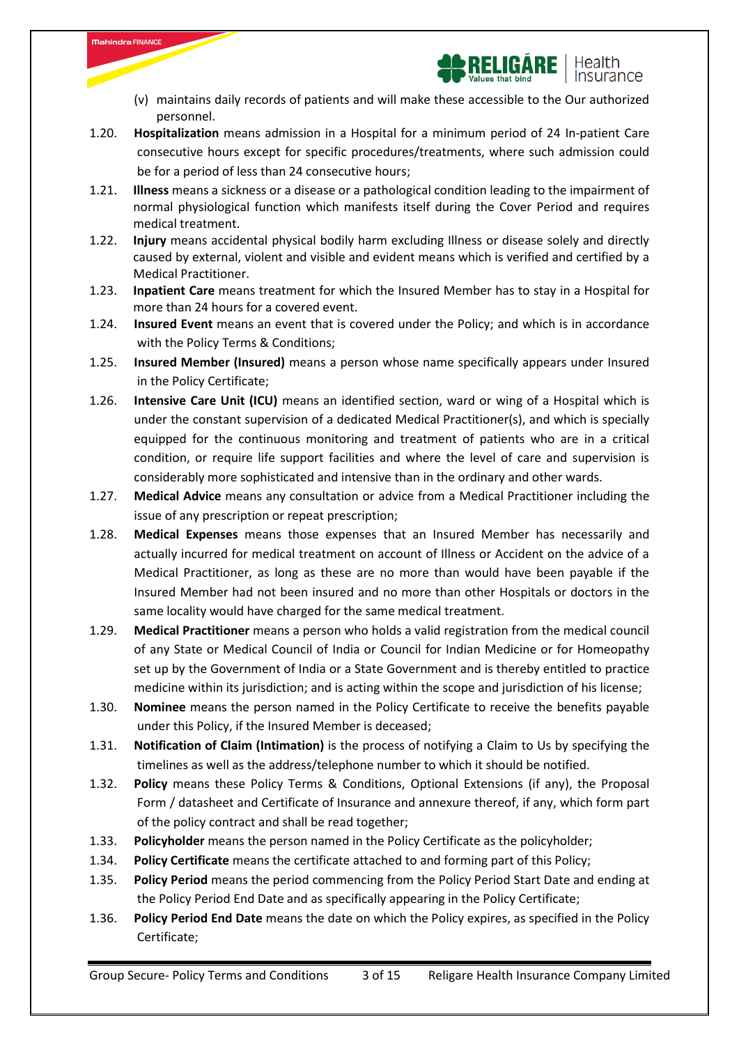(v) maintains daily records of patients and will make these accessible to the Our authorized personnel.

1.20. **Hospitalization** means admission in a Hospital for a minimum period of 24 In-patient Care consecutive hours except for specific procedures/treatments, where such admission could be for a period of less than 24 consecutive hours;

1.21. **Illness** means a sickness or a disease or a pathological condition leading to the impairment of normal physiological function which manifests itself during the Cover Period and requires medical treatment.

1.22. **Injury** means accidental physical bodily harm excluding Illness or disease solely and directly caused by external, violent and visible and evident means which is verified and certified by a Medical Practitioner.

1.23. **Inpatient Care** means treatment for which the Insured Member has to stay in a Hospital for more than 24 hours for a covered event.

1.24. **Insured Event** means an event that is covered under the Policy; and which is in accordance with the Policy Terms & Conditions;

1.25. **Insured Member (Insured)** means a person whose name specifically appears under Insured in the Policy Certificate;

1.26. **Intensive Care Unit (ICU)** means an identified section, ward or wing of a Hospital which is under the constant supervision of a dedicated Medical Practitioner(s), and which is specially equipped for the continuous monitoring and treatment of patients who are in a critical condition, or require life support facilities and where the level of care and supervision is considerably more sophisticated and intensive than in the ordinary and other wards.

1.27. **Medical Advice** means any consultation or advice from a Medical Practitioner including the issue of any prescription or repeat prescription;

1.28. **Medical Expenses** means those expenses that an Insured Member has necessarily and actually incurred for medical treatment on account of Illness or Accident on the advice of a Medical Practitioner, as long as these are no more than would have been payable if the Insured Member had not been insured and no more than other Hospitals or doctors in the same locality would have charged for the same medical treatment.

1.29. **Medical Practitioner** means a person who holds a valid registration from the medical council of any State or Medical Council of India or Council for Indian Medicine or for Homeopathy set up by the Government of India or a State Government and is thereby entitled to practice medicine within its jurisdiction; and is acting within the scope and jurisdiction of his license;

1.30. **Nominee** means the person named in the Policy Certificate to receive the benefits payable under this Policy, if the Insured Member is deceased;

1.31. **Notification of Claim (Intimation)** is the process of notifying a Claim to Us by specifying the timelines as well as the address/telephone number to which it should be notified.

1.32. **Policy** means these Policy Terms & Conditions, Optional Extensions (if any), the Proposal Form / datasheet and Certificate of Insurance and annexure thereof, if any, which form part of the policy contract and shall be read together;

1.33. **Policyholder** means the person named in the Policy Certificate as the policyholder;

1.34. **Policy Certificate** means the certificate attached to and forming part of this Policy;

1.35. **Policy Period** means the period commencing from the Policy Period Start Date and ending at the Policy Period End Date and as specifically appearing in the Policy Certificate;

1.36. **Policy Period End Date** means the date on which the Policy expires, as specified in the Policy Certificate;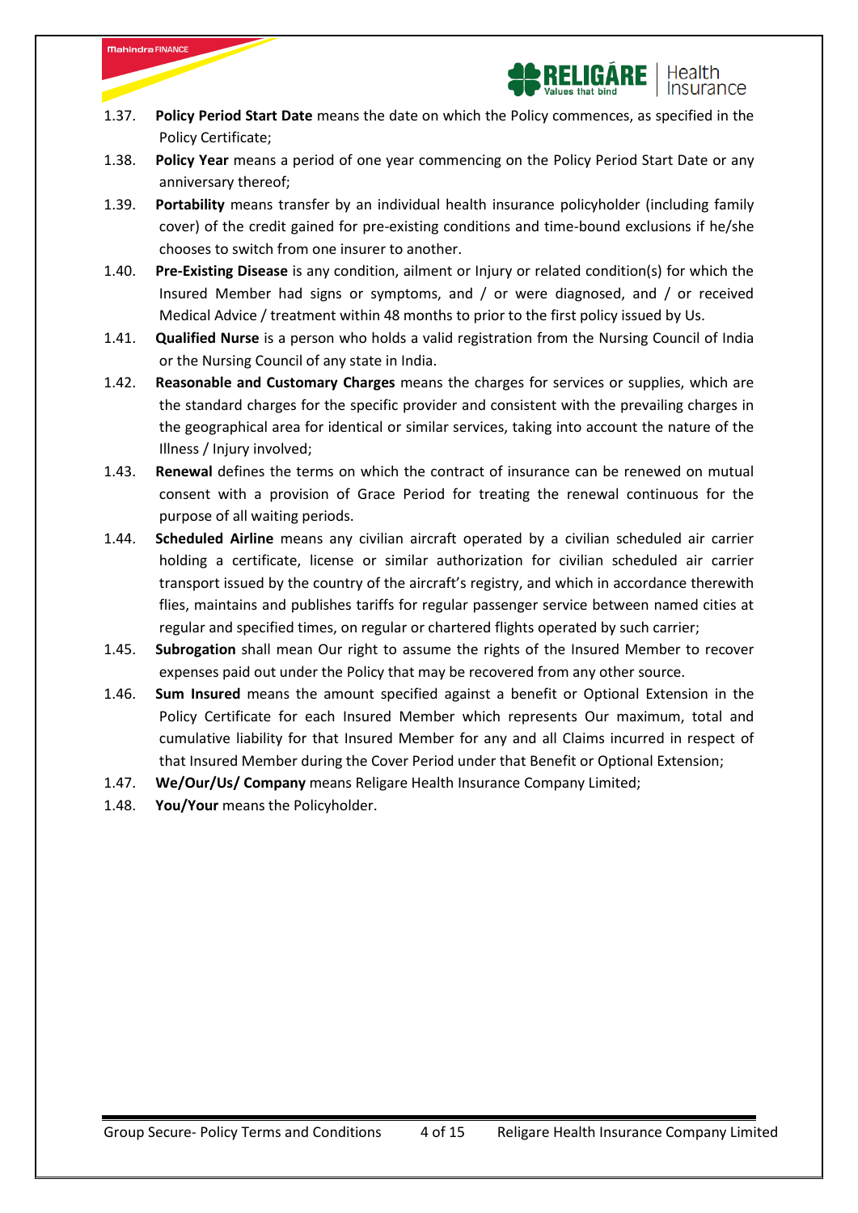1.37. **Policy Period Start Date** means the date on which the Policy commences, as specified in the Policy Certificate;

1.38. **Policy Year** means a period of one year commencing on the Policy Period Start Date or any anniversary thereof;

1.39. **Portability** means transfer by an individual health insurance policyholder (including family cover) of the credit gained for pre-existing conditions and time-bound exclusions if he/she chooses to switch from one insurer to another.

1.40. **Pre-Existing Disease** is any condition, ailment or Injury or related condition(s) for which the Insured Member had signs or symptoms, and / or were diagnosed, and / or received Medical Advice / treatment within 48 months to prior to the first policy issued by Us.

1.41. **Qualified Nurse** is a person who holds a valid registration from the Nursing Council of India or the Nursing Council of any state in India.

1.42. **Reasonable and Customary Charges** means the charges for services or supplies, which are the standard charges for the specific provider and consistent with the prevailing charges in the geographical area for identical or similar services, taking into account the nature of the Illness / Injury involved;

1.43. **Renewal** defines the terms on which the contract of insurance can be renewed on mutual consent with a provision of Grace Period for treating the renewal continuous for the purpose of all waiting periods.

1.44. **Scheduled Airline** means any civilian aircraft operated by a civilian scheduled air carrier holding a certificate, license or similar authorization for civilian scheduled air carrier transport issued by the country of the aircraft's registry, and which in accordance therewith flies, maintains and publishes tariffs for regular passenger service between named cities at regular and specified times, on regular or chartered flights operated by such carrier;

1.45. **Subrogation** shall mean Our right to assume the rights of the Insured Member to recover expenses paid out under the Policy that may be recovered from any other source.

1.46. **Sum Insured** means the amount specified against a benefit or Optional Extension in the Policy Certificate for each Insured Member which represents Our maximum, total and cumulative liability for that Insured Member for any and all Claims incurred in respect of that Insured Member during the Cover Period under that Benefit or Optional Extension;

1.47. **We/Our/Us/ Company** means Religare Health Insurance Company Limited;

1.48. **You/Your** means the Policyholder.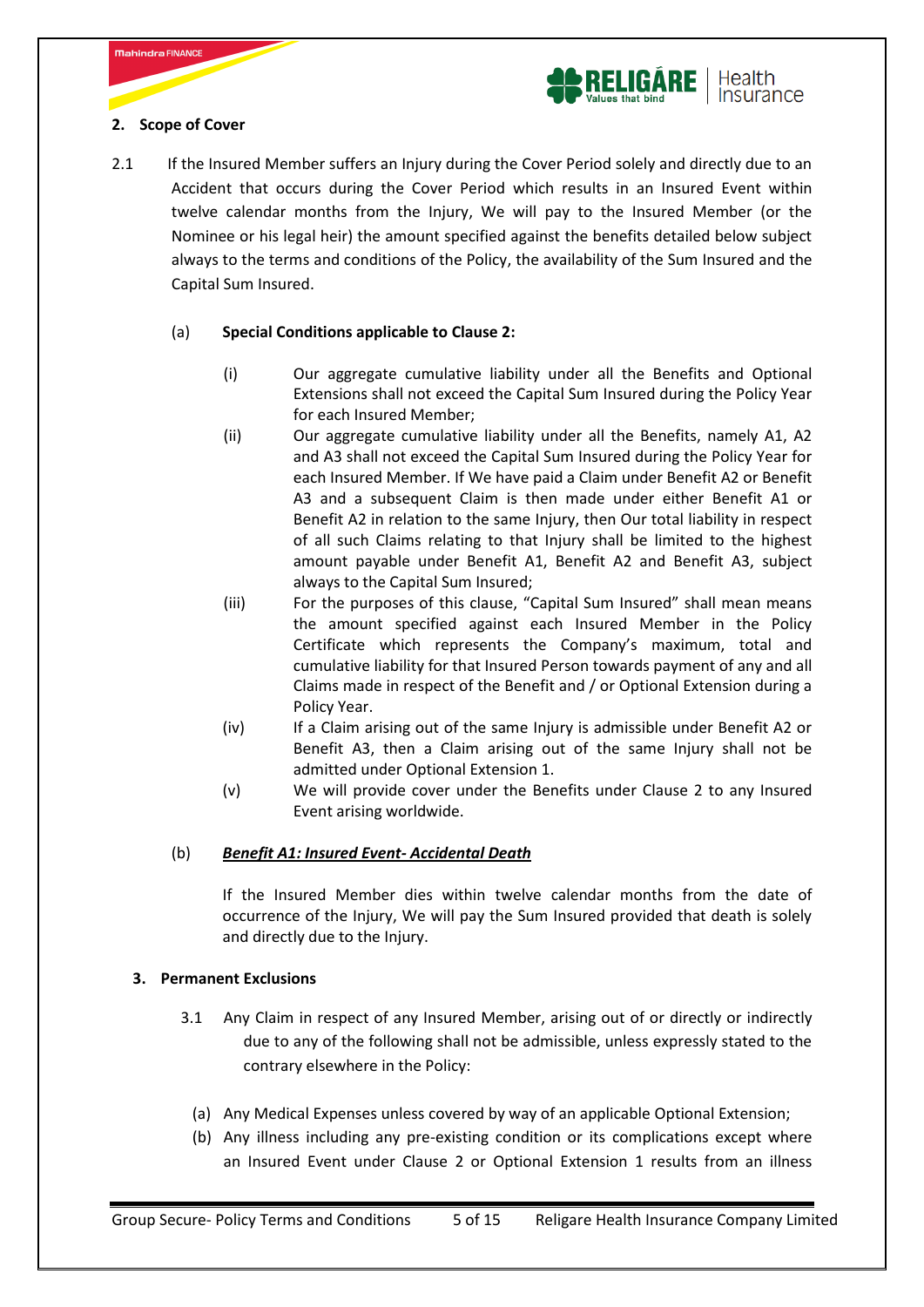## 2. Scope of Cover

2.1 If the Insured Member suffers an Injury during the Cover Period solely and directly due to an Accident that occurs during the Cover Period which results in an Insured Event within twelve calendar months from the Injury, We will pay to the Insured Member (or the Nominee or his legal heir) the amount specified against the benefits detailed below subject always to the terms and conditions of the Policy, the availability of the Sum Insured and the Capital Sum Insured.

(a) **Special Conditions applicable to Clause 2:**

(i) Our aggregate cumulative liability under all the Benefits and Optional Extensions shall not exceed the Capital Sum Insured during the Policy Year for each Insured Member;

(ii) Our aggregate cumulative liability under all the Benefits, namely A1, A2 and A3 shall not exceed the Capital Sum Insured during the Policy Year for each Insured Member. If We have paid a Claim under Benefit A2 or Benefit A3 and a subsequent Claim is then made under either Benefit A1 or Benefit A2 in relation to the same Injury, then Our total liability in respect of all such Claims relating to that Injury shall be limited to the highest amount payable under Benefit A1, Benefit A2 and Benefit A3, subject always to the Capital Sum Insured;

(iii) For the purposes of this clause, "Capital Sum Insured" shall mean means the amount specified against each Insured Member in the Policy Certificate which represents the Company's maximum, total and cumulative liability for that Insured Person towards payment of any and all Claims made in respect of the Benefit and / or Optional Extension during a Policy Year.

(iv) If a Claim arising out of the same Injury is admissible under Benefit A2 or Benefit A3, then a Claim arising out of the same Injury shall not be admitted under Optional Extension 1.

(v) We will provide cover under the Benefits under Clause 2 to any Insured Event arising worldwide.

(b) ***Benefit A1: Insured Event- Accidental Death***

If the Insured Member dies within twelve calendar months from the date of occurrence of the Injury, We will pay the Sum Insured provided that death is solely and directly due to the Injury.

## 3. Permanent Exclusions

3.1 Any Claim in respect of any Insured Member, arising out of or directly or indirectly due to any of the following shall not be admissible, unless expressly stated to the contrary elsewhere in the Policy:

(a) Any Medical Expenses unless covered by way of an applicable Optional Extension;

(b) Any illness including any pre-existing condition or its complications except where an Insured Event under Clause 2 or Optional Extension 1 results from an illness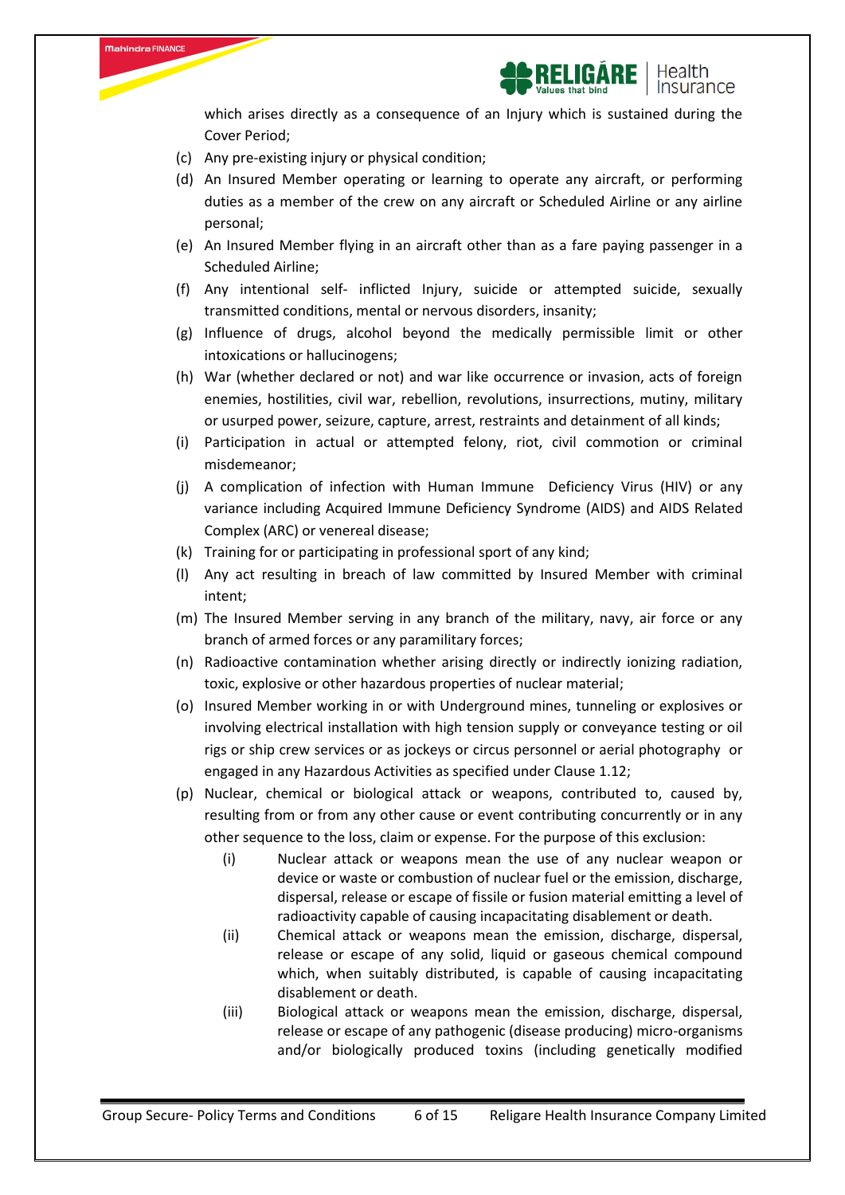which arises directly as a consequence of an Injury which is sustained during the Cover Period;

(c) Any pre-existing injury or physical condition;

(d) An Insured Member operating or learning to operate any aircraft, or performing duties as a member of the crew on any aircraft or Scheduled Airline or any airline personal;

(e) An Insured Member flying in an aircraft other than as a fare paying passenger in a Scheduled Airline;

(f) Any intentional self- inflicted Injury, suicide or attempted suicide, sexually transmitted conditions, mental or nervous disorders, insanity;

(g) Influence of drugs, alcohol beyond the medically permissible limit or other intoxications or hallucinogens;

(h) War (whether declared or not) and war like occurrence or invasion, acts of foreign enemies, hostilities, civil war, rebellion, revolutions, insurrections, mutiny, military or usurped power, seizure, capture, arrest, restraints and detainment of all kinds;

(i) Participation in actual or attempted felony, riot, civil commotion or criminal misdemeanor;

(j) A complication of infection with Human Immune Deficiency Virus (HIV) or any variance including Acquired Immune Deficiency Syndrome (AIDS) and AIDS Related Complex (ARC) or venereal disease;

(k) Training for or participating in professional sport of any kind;

(l) Any act resulting in breach of law committed by Insured Member with criminal intent;

(m) The Insured Member serving in any branch of the military, navy, air force or any branch of armed forces or any paramilitary forces;

(n) Radioactive contamination whether arising directly or indirectly ionizing radiation, toxic, explosive or other hazardous properties of nuclear material;

(o) Insured Member working in or with Underground mines, tunneling or explosives or involving electrical installation with high tension supply or conveyance testing or oil rigs or ship crew services or as jockeys or circus personnel or aerial photography or engaged in any Hazardous Activities as specified under Clause 1.12;

(p) Nuclear, chemical or biological attack or weapons, contributed to, caused by, resulting from or from any other cause or event contributing concurrently or in any other sequence to the loss, claim or expense. For the purpose of this exclusion:

    (i) Nuclear attack or weapons mean the use of any nuclear weapon or device or waste or combustion of nuclear fuel or the emission, discharge, dispersal, release or escape of fissile or fusion material emitting a level of radioactivity capable of causing incapacitating disablement or death.

    (ii) Chemical attack or weapons mean the emission, discharge, dispersal, release or escape of any solid, liquid or gaseous chemical compound which, when suitably distributed, is capable of causing incapacitating disablement or death.

    (iii) Biological attack or weapons mean the emission, discharge, dispersal, release or escape of any pathogenic (disease producing) micro-organisms and/or biologically produced toxins (including genetically modified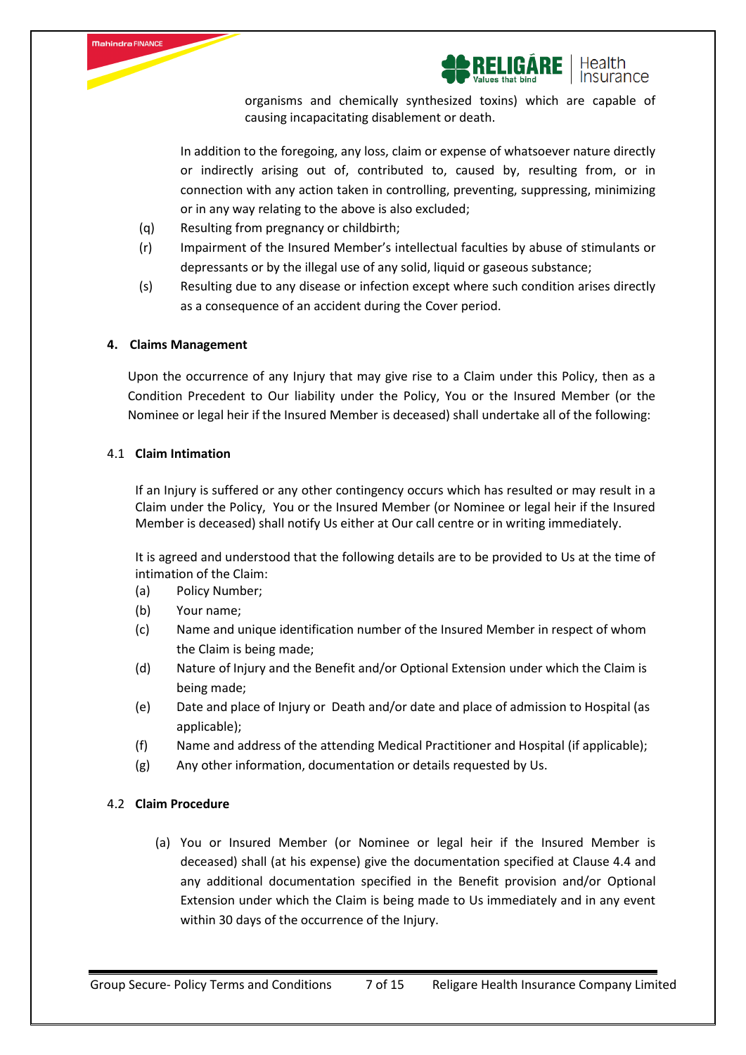organisms and chemically synthesized toxins) which are capable of causing incapacitating disablement or death.

In addition to the foregoing, any loss, claim or expense of whatsoever nature directly or indirectly arising out of, contributed to, caused by, resulting from, or in connection with any action taken in controlling, preventing, suppressing, minimizing or in any way relating to the above is also excluded;

(q) Resulting from pregnancy or childbirth;

(r) Impairment of the Insured Member's intellectual faculties by abuse of stimulants or depressants or by the illegal use of any solid, liquid or gaseous substance;

(s) Resulting due to any disease or infection except where such condition arises directly as a consequence of an accident during the Cover period.

## 4. Claims Management

Upon the occurrence of any Injury that may give rise to a Claim under this Policy, then as a Condition Precedent to Our liability under the Policy, You or the Insured Member (or the Nominee or legal heir if the Insured Member is deceased) shall undertake all of the following:

### 4.1 Claim Intimation

If an Injury is suffered or any other contingency occurs which has resulted or may result in a Claim under the Policy, You or the Insured Member (or Nominee or legal heir if the Insured Member is deceased) shall notify Us either at Our call centre or in writing immediately.

It is agreed and understood that the following details are to be provided to Us at the time of intimation of the Claim:

(a) Policy Number;

(b) Your name;

(c) Name and unique identification number of the Insured Member in respect of whom the Claim is being made;

(d) Nature of Injury and the Benefit and/or Optional Extension under which the Claim is being made;

(e) Date and place of Injury or Death and/or date and place of admission to Hospital (as applicable);

(f) Name and address of the attending Medical Practitioner and Hospital (if applicable);

(g) Any other information, documentation or details requested by Us.

### 4.2 Claim Procedure

(a) You or Insured Member (or Nominee or legal heir if the Insured Member is deceased) shall (at his expense) give the documentation specified at Clause 4.4 and any additional documentation specified in the Benefit provision and/or Optional Extension under which the Claim is being made to Us immediately and in any event within 30 days of the occurrence of the Injury.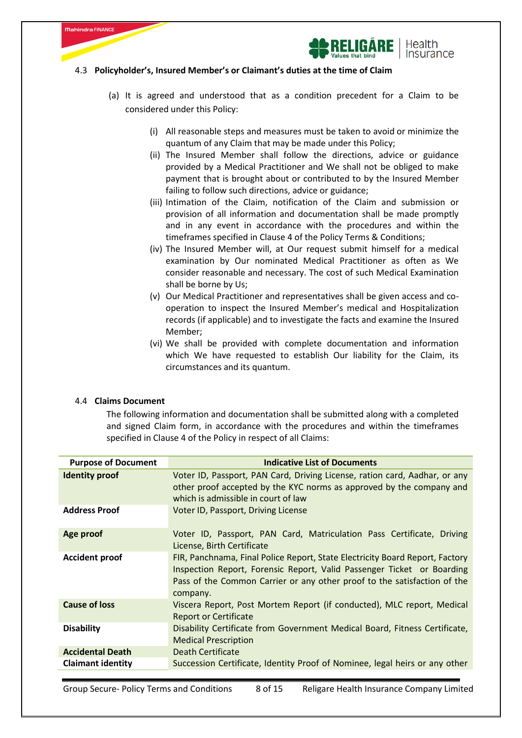### 4.3 Policyholder's, Insured Member's or Claimant's duties at the time of Claim

(a) It is agreed and understood that as a condition precedent for a Claim to be considered under this Policy:

(i) All reasonable steps and measures must be taken to avoid or minimize the quantum of any Claim that may be made under this Policy;

(ii) The Insured Member shall follow the directions, advice or guidance provided by a Medical Practitioner and We shall not be obliged to make payment that is brought about or contributed to by the Insured Member failing to follow such directions, advice or guidance;

(iii) Intimation of the Claim, notification of the Claim and submission or provision of all information and documentation shall be made promptly and in any event in accordance with the procedures and within the timeframes specified in Clause 4 of the Policy Terms & Conditions;

(iv) The Insured Member will, at Our request submit himself for a medical examination by Our nominated Medical Practitioner as often as We consider reasonable and necessary. The cost of such Medical Examination shall be borne by Us;

(v) Our Medical Practitioner and representatives shall be given access and co-operation to inspect the Insured Member's medical and Hospitalization records (if applicable) and to investigate the facts and examine the Insured Member;

(vi) We shall be provided with complete documentation and information which We have requested to establish Our liability for the Claim, its circumstances and its quantum.

### 4.4 Claims Document

The following information and documentation shall be submitted along with a completed and signed Claim form, in accordance with the procedures and within the timeframes specified in Clause 4 of the Policy in respect of all Claims:

| Purpose of Document | Indicative List of Documents |
|---|---|
| **Identity proof** | Voter ID, Passport, PAN Card, Driving License, ration card, Aadhar, or any other proof accepted by the KYC norms as approved by the company and which is admissible in court of law |
| **Address Proof** | Voter ID, Passport, Driving License |
| **Age proof** | Voter ID, Passport, PAN Card, Matriculation Pass Certificate, Driving License, Birth Certificate |
| **Accident proof** | FIR, Panchnama, Final Police Report, State Electricity Board Report, Factory Inspection Report, Forensic Report, Valid Passenger Ticket or Boarding Pass of the Common Carrier or any other proof to the satisfaction of the company. |
| **Cause of loss** | Viscera Report, Post Mortem Report (if conducted), MLC report, Medical Report or Certificate |
| **Disability** | Disability Certificate from Government Medical Board, Fitness Certificate, Medical Prescription |
| **Accidental Death** | Death Certificate |
| **Claimant identity** | Succession Certificate, Identity Proof of Nominee, legal heirs or any other |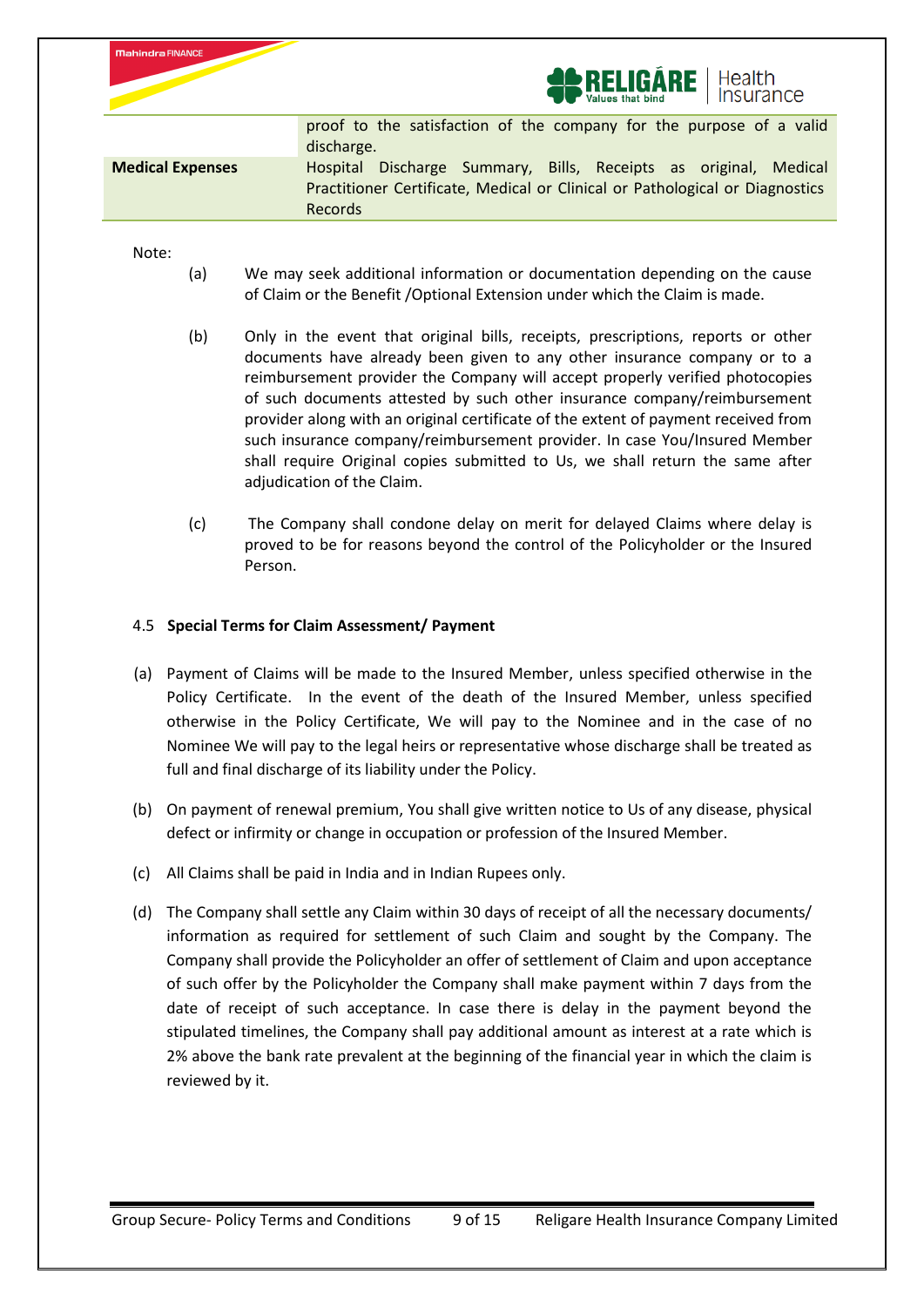| | |
|---|---|
| | proof to the satisfaction of the company for the purpose of a valid discharge. |
| **Medical Expenses** | Hospital Discharge Summary, Bills, Receipts as original, Medical Practitioner Certificate, Medical or Clinical or Pathological or Diagnostics Records |

Note:

(a) We may seek additional information or documentation depending on the cause of Claim or the Benefit /Optional Extension under which the Claim is made.

(b) Only in the event that original bills, receipts, prescriptions, reports or other documents have already been given to any other insurance company or to a reimbursement provider the Company will accept properly verified photocopies of such documents attested by such other insurance company/reimbursement provider along with an original certificate of the extent of payment received from such insurance company/reimbursement provider. In case You/Insured Member shall require Original copies submitted to Us, we shall return the same after adjudication of the Claim.

(c) The Company shall condone delay on merit for delayed Claims where delay is proved to be for reasons beyond the control of the Policyholder or the Insured Person.

4.5 **Special Terms for Claim Assessment/ Payment**

(a) Payment of Claims will be made to the Insured Member, unless specified otherwise in the Policy Certificate. In the event of the death of the Insured Member, unless specified otherwise in the Policy Certificate, We will pay to the Nominee and in the case of no Nominee We will pay to the legal heirs or representative whose discharge shall be treated as full and final discharge of its liability under the Policy.

(b) On payment of renewal premium, You shall give written notice to Us of any disease, physical defect or infirmity or change in occupation or profession of the Insured Member.

(c) All Claims shall be paid in India and in Indian Rupees only.

(d) The Company shall settle any Claim within 30 days of receipt of all the necessary documents/ information as required for settlement of such Claim and sought by the Company. The Company shall provide the Policyholder an offer of settlement of Claim and upon acceptance of such offer by the Policyholder the Company shall make payment within 7 days from the date of receipt of such acceptance. In case there is delay in the payment beyond the stipulated timelines, the Company shall pay additional amount as interest at a rate which is 2% above the bank rate prevalent at the beginning of the financial year in which the claim is reviewed by it.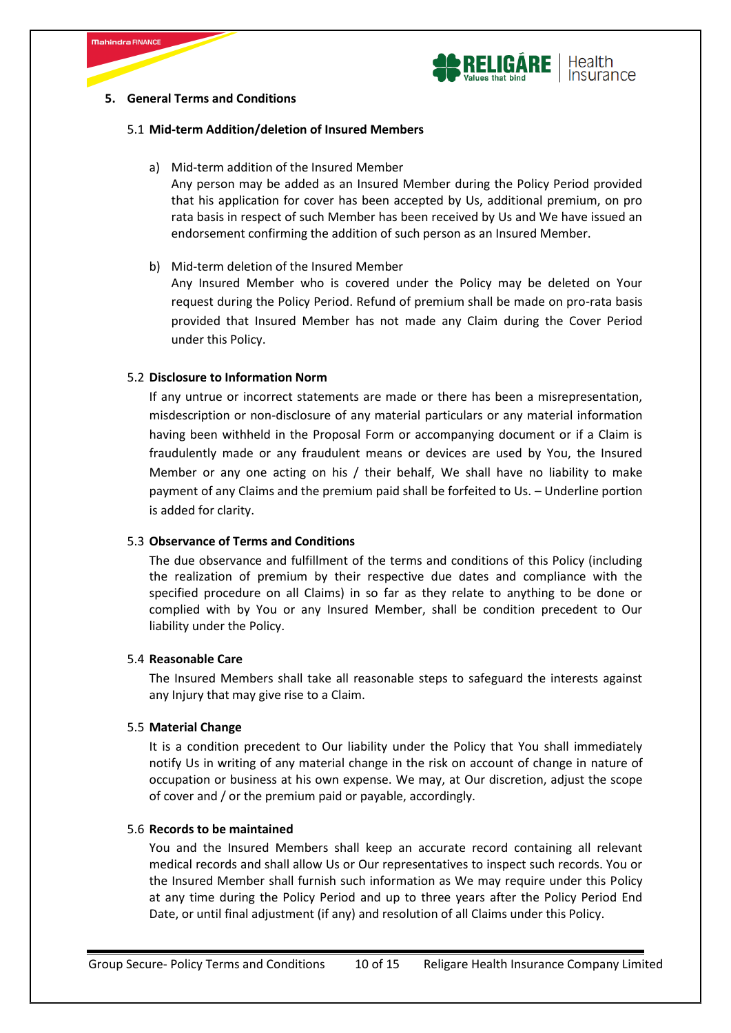## 5. General Terms and Conditions

### 5.1 Mid-term Addition/deletion of Insured Members

a) Mid-term addition of the Insured Member
Any person may be added as an Insured Member during the Policy Period provided that his application for cover has been accepted by Us, additional premium, on pro rata basis in respect of such Member has been received by Us and We have issued an endorsement confirming the addition of such person as an Insured Member.

b) Mid-term deletion of the Insured Member
Any Insured Member who is covered under the Policy may be deleted on Your request during the Policy Period. Refund of premium shall be made on pro-rata basis provided that Insured Member has not made any Claim during the Cover Period under this Policy.

### 5.2 Disclosure to Information Norm

If any untrue or incorrect statements are made or there has been a misrepresentation, misdescription or non-disclosure of any material particulars or any material information having been withheld in the Proposal Form or accompanying document or if a Claim is fraudulently made or any fraudulent means or devices are used by You, the Insured Member or any one acting on his / their behalf, We shall have no liability to make payment of any Claims and the premium paid shall be forfeited to Us. – Underline portion is added for clarity.

### 5.3 Observance of Terms and Conditions

The due observance and fulfillment of the terms and conditions of this Policy (including the realization of premium by their respective due dates and compliance with the specified procedure on all Claims) in so far as they relate to anything to be done or complied with by You or any Insured Member, shall be condition precedent to Our liability under the Policy.

### 5.4 Reasonable Care

The Insured Members shall take all reasonable steps to safeguard the interests against any Injury that may give rise to a Claim.

### 5.5 Material Change

It is a condition precedent to Our liability under the Policy that You shall immediately notify Us in writing of any material change in the risk on account of change in nature of occupation or business at his own expense. We may, at Our discretion, adjust the scope of cover and / or the premium paid or payable, accordingly.

### 5.6 Records to be maintained

You and the Insured Members shall keep an accurate record containing all relevant medical records and shall allow Us or Our representatives to inspect such records. You or the Insured Member shall furnish such information as We may require under this Policy at any time during the Policy Period and up to three years after the Policy Period End Date, or until final adjustment (if any) and resolution of all Claims under this Policy.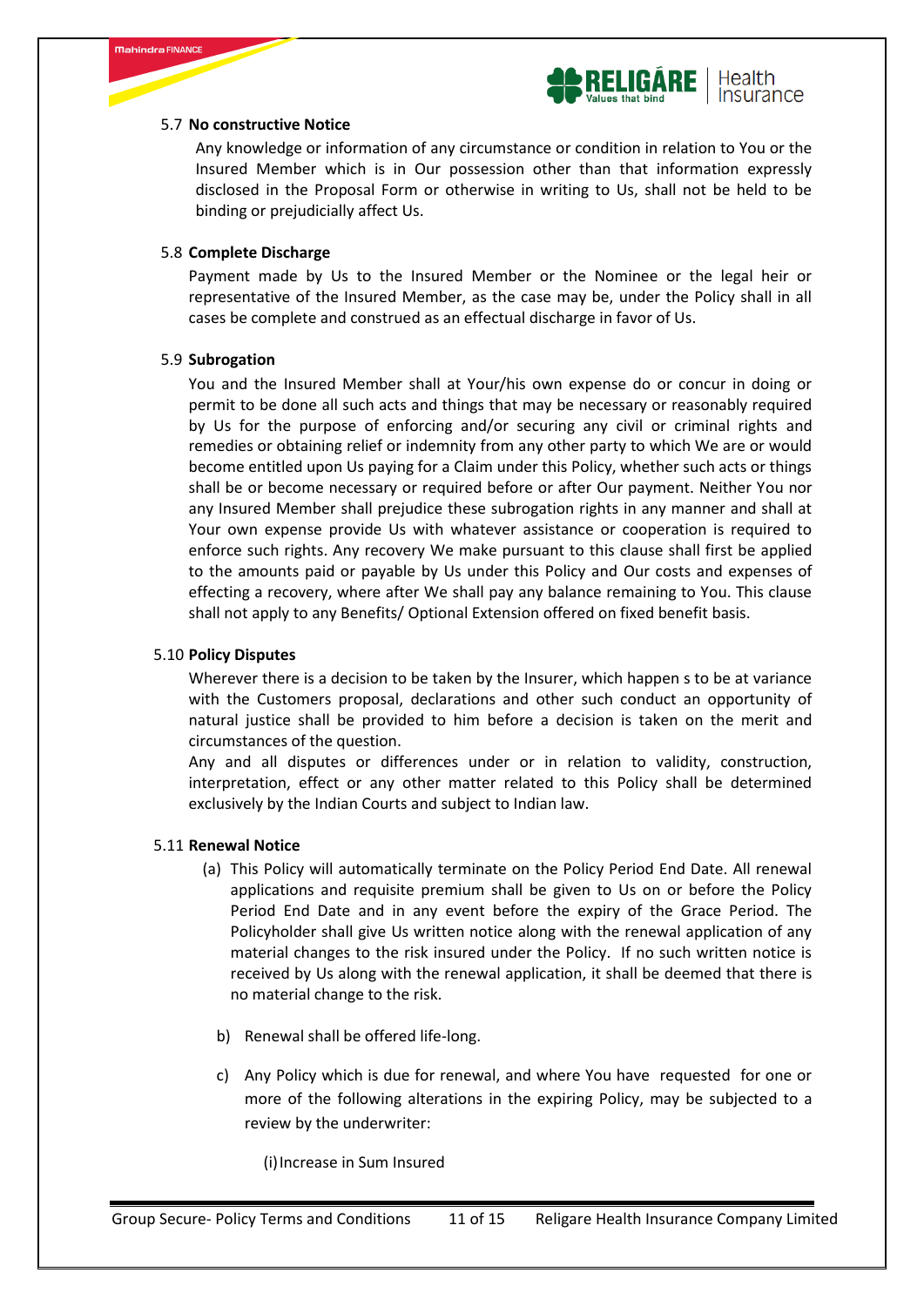### 5.7 No constructive Notice

Any knowledge or information of any circumstance or condition in relation to You or the Insured Member which is in Our possession other than that information expressly disclosed in the Proposal Form or otherwise in writing to Us, shall not be held to be binding or prejudicially affect Us.

### 5.8 Complete Discharge

Payment made by Us to the Insured Member or the Nominee or the legal heir or representative of the Insured Member, as the case may be, under the Policy shall in all cases be complete and construed as an effectual discharge in favor of Us.

### 5.9 Subrogation

You and the Insured Member shall at Your/his own expense do or concur in doing or permit to be done all such acts and things that may be necessary or reasonably required by Us for the purpose of enforcing and/or securing any civil or criminal rights and remedies or obtaining relief or indemnity from any other party to which We are or would become entitled upon Us paying for a Claim under this Policy, whether such acts or things shall be or become necessary or required before or after Our payment. Neither You nor any Insured Member shall prejudice these subrogation rights in any manner and shall at Your own expense provide Us with whatever assistance or cooperation is required to enforce such rights. Any recovery We make pursuant to this clause shall first be applied to the amounts paid or payable by Us under this Policy and Our costs and expenses of effecting a recovery, where after We shall pay any balance remaining to You. This clause shall not apply to any Benefits/ Optional Extension offered on fixed benefit basis.

### 5.10 Policy Disputes

Wherever there is a decision to be taken by the Insurer, which happen s to be at variance with the Customers proposal, declarations and other such conduct an opportunity of natural justice shall be provided to him before a decision is taken on the merit and circumstances of the question.

Any and all disputes or differences under or in relation to validity, construction, interpretation, effect or any other matter related to this Policy shall be determined exclusively by the Indian Courts and subject to Indian law.

### 5.11 Renewal Notice

(a) This Policy will automatically terminate on the Policy Period End Date. All renewal applications and requisite premium shall be given to Us on or before the Policy Period End Date and in any event before the expiry of the Grace Period. The Policyholder shall give Us written notice along with the renewal application of any material changes to the risk insured under the Policy. If no such written notice is received by Us along with the renewal application, it shall be deemed that there is no material change to the risk.

b) Renewal shall be offered life-long.

c) Any Policy which is due for renewal, and where You have requested for one or more of the following alterations in the expiring Policy, may be subjected to a review by the underwriter:

(i) Increase in Sum Insured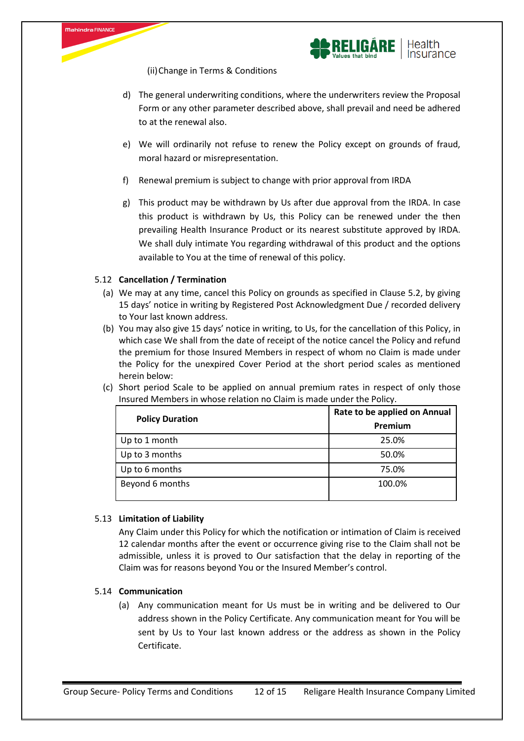(ii) Change in Terms & Conditions

d) The general underwriting conditions, where the underwriters review the Proposal Form or any other parameter described above, shall prevail and need be adhered to at the renewal also.

e) We will ordinarily not refuse to renew the Policy except on grounds of fraud, moral hazard or misrepresentation.

f) Renewal premium is subject to change with prior approval from IRDA

g) This product may be withdrawn by Us after due approval from the IRDA. In case this product is withdrawn by Us, this Policy can be renewed under the then prevailing Health Insurance Product or its nearest substitute approved by IRDA. We shall duly intimate You regarding withdrawal of this product and the options available to You at the time of renewal of this policy.

5.12 **Cancellation / Termination**

(a) We may at any time, cancel this Policy on grounds as specified in Clause 5.2, by giving 15 days' notice in writing by Registered Post Acknowledgment Due / recorded delivery to Your last known address.

(b) You may also give 15 days' notice in writing, to Us, for the cancellation of this Policy, in which case We shall from the date of receipt of the notice cancel the Policy and refund the premium for those Insured Members in respect of whom no Claim is made under the Policy for the unexpired Cover Period at the short period scales as mentioned herein below:

(c) Short period Scale to be applied on annual premium rates in respect of only those Insured Members in whose relation no Claim is made under the Policy.

| Policy Duration | Rate to be applied on Annual Premium |
|---|---|
| Up to 1 month | 25.0% |
| Up to 3 months | 50.0% |
| Up to 6 months | 75.0% |
| Beyond 6 months | 100.0% |

5.13 **Limitation of Liability**

Any Claim under this Policy for which the notification or intimation of Claim is received 12 calendar months after the event or occurrence giving rise to the Claim shall not be admissible, unless it is proved to Our satisfaction that the delay in reporting of the Claim was for reasons beyond You or the Insured Member's control.

5.14 **Communication**

(a) Any communication meant for Us must be in writing and be delivered to Our address shown in the Policy Certificate. Any communication meant for You will be sent by Us to Your last known address or the address as shown in the Policy Certificate.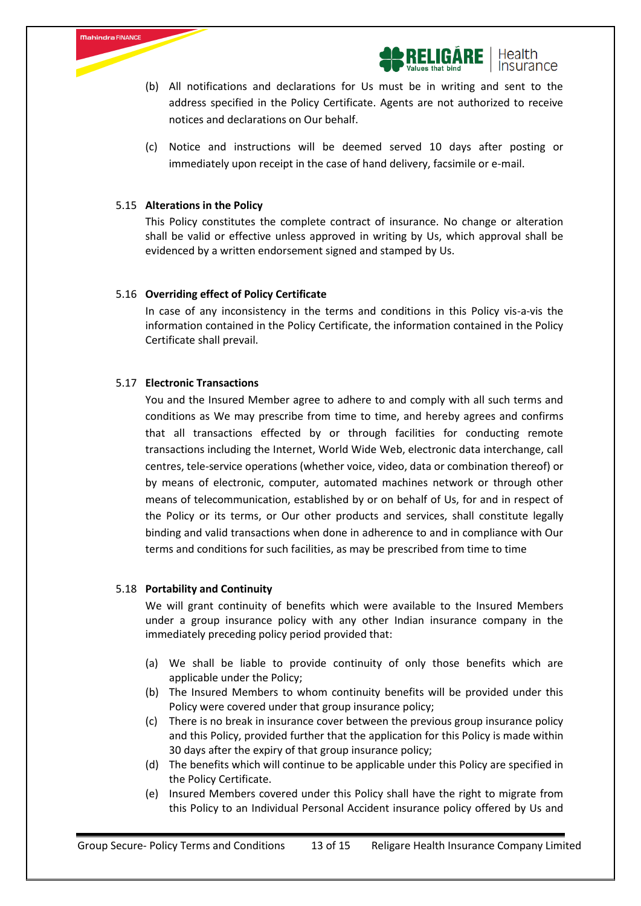(b) All notifications and declarations for Us must be in writing and sent to the address specified in the Policy Certificate. Agents are not authorized to receive notices and declarations on Our behalf.

(c) Notice and instructions will be deemed served 10 days after posting or immediately upon receipt in the case of hand delivery, facsimile or e-mail.

5.15 **Alterations in the Policy**

This Policy constitutes the complete contract of insurance. No change or alteration shall be valid or effective unless approved in writing by Us, which approval shall be evidenced by a written endorsement signed and stamped by Us.

5.16 **Overriding effect of Policy Certificate**

In case of any inconsistency in the terms and conditions in this Policy vis-a-vis the information contained in the Policy Certificate, the information contained in the Policy Certificate shall prevail.

5.17 **Electronic Transactions**

You and the Insured Member agree to adhere to and comply with all such terms and conditions as We may prescribe from time to time, and hereby agrees and confirms that all transactions effected by or through facilities for conducting remote transactions including the Internet, World Wide Web, electronic data interchange, call centres, tele-service operations (whether voice, video, data or combination thereof) or by means of electronic, computer, automated machines network or through other means of telecommunication, established by or on behalf of Us, for and in respect of the Policy or its terms, or Our other products and services, shall constitute legally binding and valid transactions when done in adherence to and in compliance with Our terms and conditions for such facilities, as may be prescribed from time to time

5.18 **Portability and Continuity**

We will grant continuity of benefits which were available to the Insured Members under a group insurance policy with any other Indian insurance company in the immediately preceding policy period provided that:

(a) We shall be liable to provide continuity of only those benefits which are applicable under the Policy;
(b) The Insured Members to whom continuity benefits will be provided under this Policy were covered under that group insurance policy;
(c) There is no break in insurance cover between the previous group insurance policy and this Policy, provided further that the application for this Policy is made within 30 days after the expiry of that group insurance policy;
(d) The benefits which will continue to be applicable under this Policy are specified in the Policy Certificate.
(e) Insured Members covered under this Policy shall have the right to migrate from this Policy to an Individual Personal Accident insurance policy offered by Us and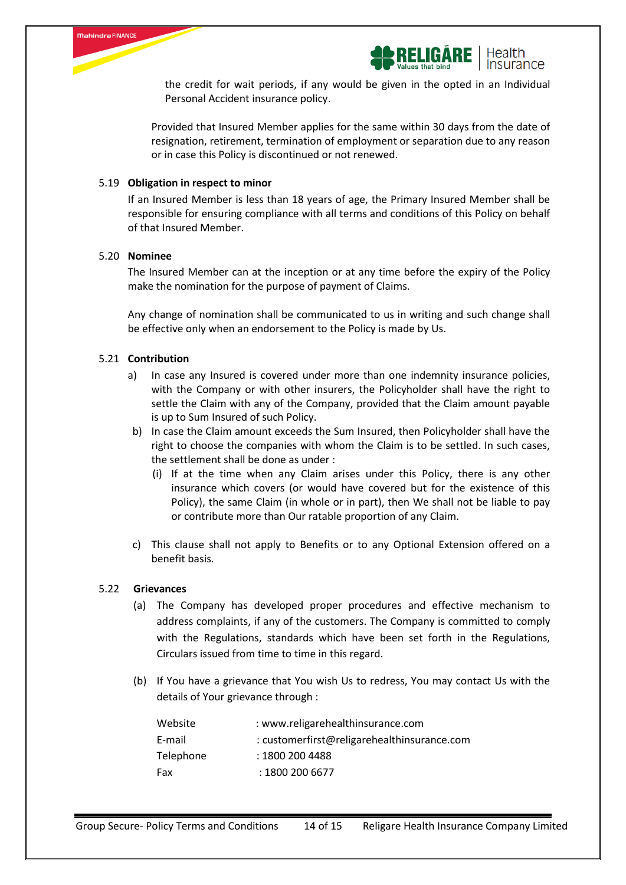the credit for wait periods, if any would be given in the opted in an Individual Personal Accident insurance policy.

Provided that Insured Member applies for the same within 30 days from the date of resignation, retirement, termination of employment or separation due to any reason or in case this Policy is discontinued or not renewed.

5.19 **Obligation in respect to minor**

If an Insured Member is less than 18 years of age, the Primary Insured Member shall be responsible for ensuring compliance with all terms and conditions of this Policy on behalf of that Insured Member.

5.20 **Nominee**

The Insured Member can at the inception or at any time before the expiry of the Policy make the nomination for the purpose of payment of Claims.

Any change of nomination shall be communicated to us in writing and such change shall be effective only when an endorsement to the Policy is made by Us.

5.21 **Contribution**

a) In case any Insured is covered under more than one indemnity insurance policies, with the Company or with other insurers, the Policyholder shall have the right to settle the Claim with any of the Company, provided that the Claim amount payable is up to Sum Insured of such Policy.

b) In case the Claim amount exceeds the Sum Insured, then Policyholder shall have the right to choose the companies with whom the Claim is to be settled. In such cases, the settlement shall be done as under :

   (i) If at the time when any Claim arises under this Policy, there is any other insurance which covers (or would have covered but for the existence of this Policy), the same Claim (in whole or in part), then We shall not be liable to pay or contribute more than Our ratable proportion of any Claim.

c) This clause shall not apply to Benefits or to any Optional Extension offered on a benefit basis.

5.22 **Grievances**

(a) The Company has developed proper procedures and effective mechanism to address complaints, if any of the customers. The Company is committed to comply with the Regulations, standards which have been set forth in the Regulations, Circulars issued from time to time in this regard.

(b) If You have a grievance that You wish Us to redress, You may contact Us with the details of Your grievance through :

| | |
|---|---|
| Website | : www.religarehealthinsurance.com |
| E-mail | : customerfirst@religarehealthinsurance.com |
| Telephone | : 1800 200 4488 |
| Fax | : 1800 200 6677 |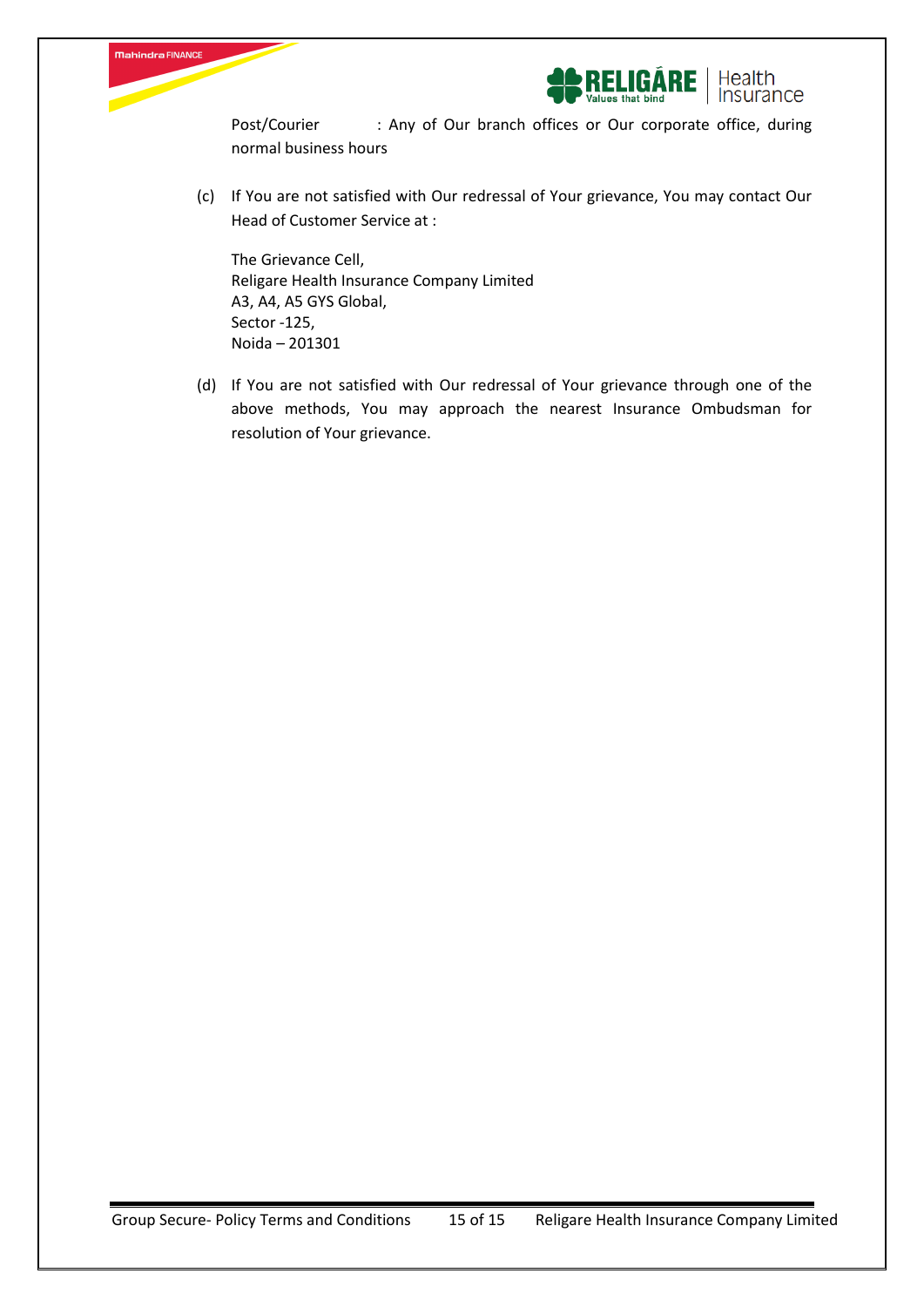Post/Courier : Any of Our branch offices or Our corporate office, during normal business hours

(c) If You are not satisfied with Our redressal of Your grievance, You may contact Our Head of Customer Service at :

The Grievance Cell,
Religare Health Insurance Company Limited
A3, A4, A5 GYS Global,
Sector -125,
Noida – 201301

(d) If You are not satisfied with Our redressal of Your grievance through one of the above methods, You may approach the nearest Insurance Ombudsman for resolution of Your grievance.